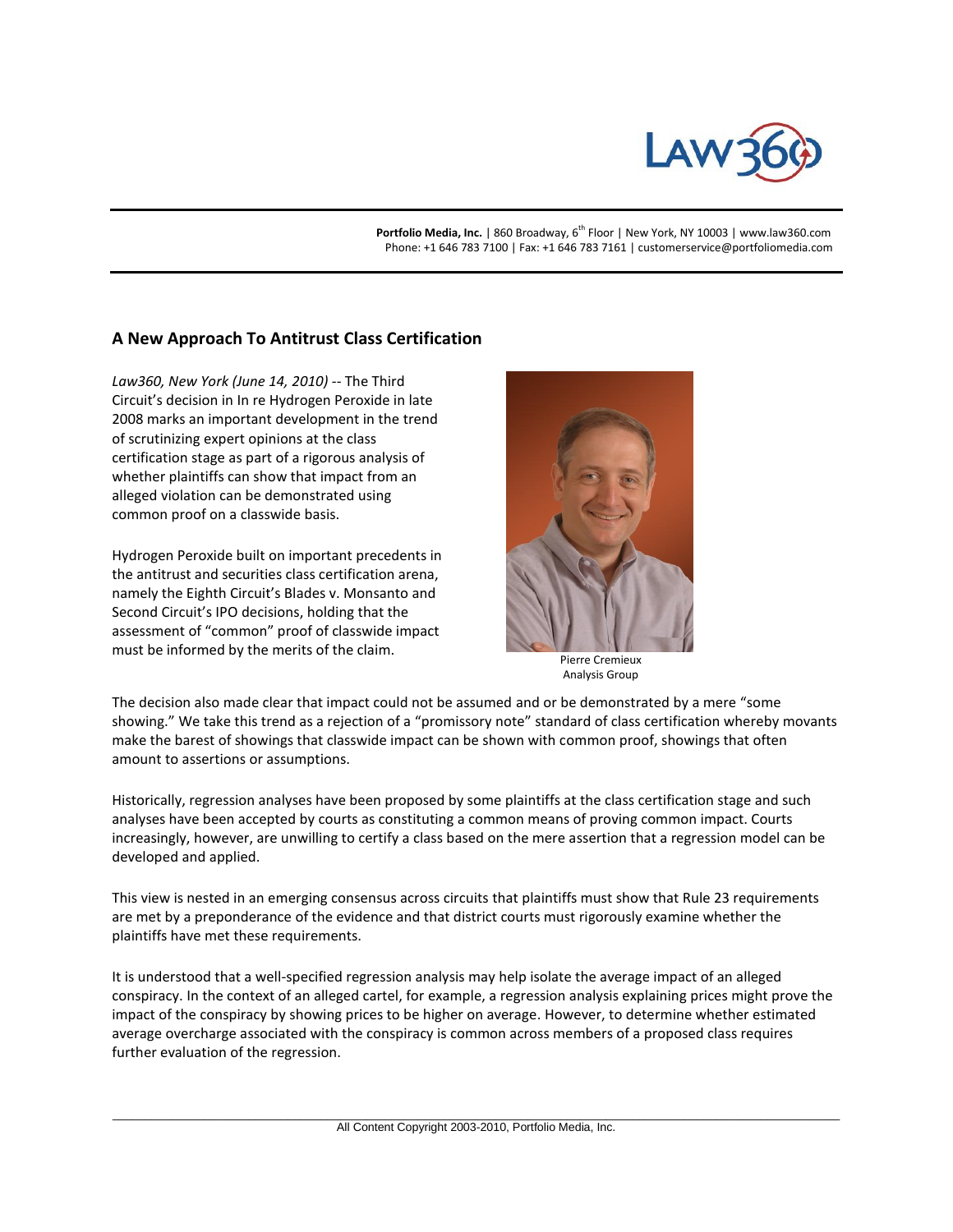Portfolio Media, Inc. | 860 Broadway, 6th Floor | New York, NY 10003 | www.law360.com
Phone: +1 646 783 7100 | Fax: +1 646 783 7161 | customerservice@portfoliomedia.com

## A New Approach To Antitrust Class Certification

*Law360, New York (June 14, 2010)* -- The Third Circuit's decision in In re Hydrogen Peroxide in late 2008 marks an important development in the trend of scrutinizing expert opinions at the class certification stage as part of a rigorous analysis of whether plaintiffs can show that impact from an alleged violation can be demonstrated using common proof on a classwide basis.

Pierre Cremieux
Analysis Group

Hydrogen Peroxide built on important precedents in the antitrust and securities class certification arena, namely the Eighth Circuit's Blades v. Monsanto and Second Circuit's IPO decisions, holding that the assessment of "common" proof of classwide impact must be informed by the merits of the claim.

The decision also made clear that impact could not be assumed and or be demonstrated by a mere "some showing." We take this trend as a rejection of a "promissory note" standard of class certification whereby movants make the barest of showings that classwide impact can be shown with common proof, showings that often amount to assertions or assumptions.

Historically, regression analyses have been proposed by some plaintiffs at the class certification stage and such analyses have been accepted by courts as constituting a common means of proving common impact. Courts increasingly, however, are unwilling to certify a class based on the mere assertion that a regression model can be developed and applied.

This view is nested in an emerging consensus across circuits that plaintiffs must show that Rule 23 requirements are met by a preponderance of the evidence and that district courts must rigorously examine whether the plaintiffs have met these requirements.

It is understood that a well-specified regression analysis may help isolate the average impact of an alleged conspiracy. In the context of an alleged cartel, for example, a regression analysis explaining prices might prove the impact of the conspiracy by showing prices to be higher on average. However, to determine whether estimated average overcharge associated with the conspiracy is common across members of a proposed class requires further evaluation of the regression.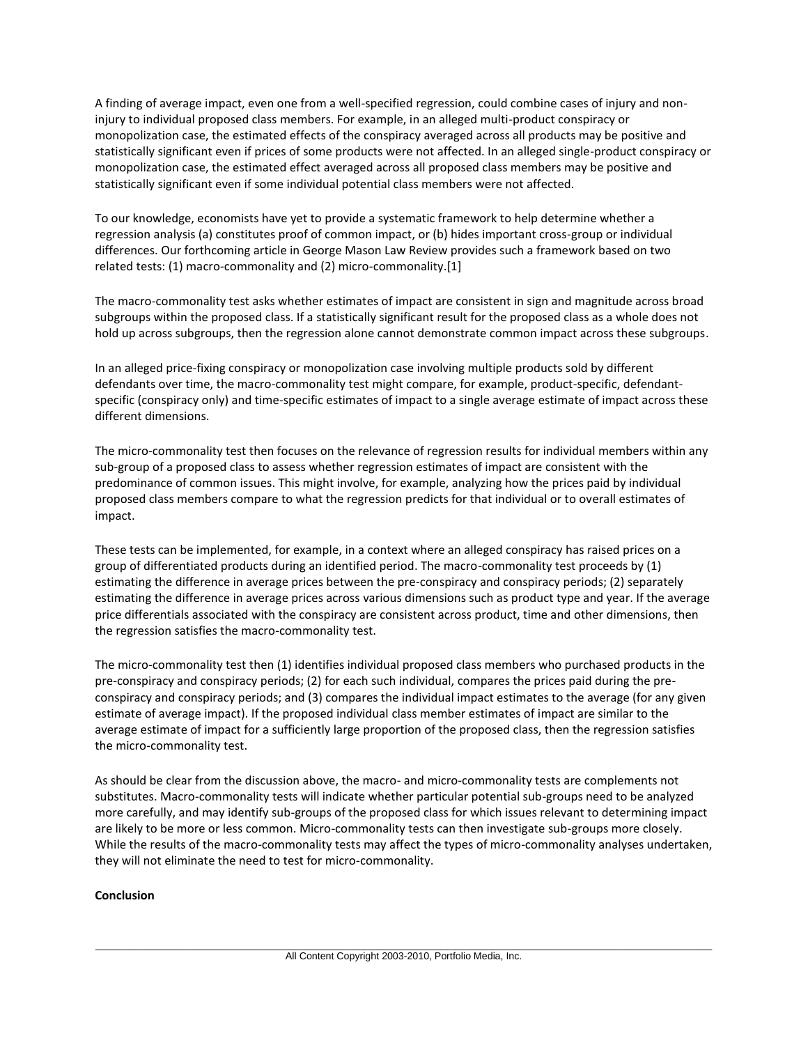A finding of average impact, even one from a well-specified regression, could combine cases of injury and non-injury to individual proposed class members. For example, in an alleged multi-product conspiracy or monopolization case, the estimated effects of the conspiracy averaged across all products may be positive and statistically significant even if prices of some products were not affected. In an alleged single-product conspiracy or monopolization case, the estimated effect averaged across all proposed class members may be positive and statistically significant even if some individual potential class members were not affected.

To our knowledge, economists have yet to provide a systematic framework to help determine whether a regression analysis (a) constitutes proof of common impact, or (b) hides important cross-group or individual differences. Our forthcoming article in George Mason Law Review provides such a framework based on two related tests: (1) macro-commonality and (2) micro-commonality.[1]

The macro-commonality test asks whether estimates of impact are consistent in sign and magnitude across broad subgroups within the proposed class. If a statistically significant result for the proposed class as a whole does not hold up across subgroups, then the regression alone cannot demonstrate common impact across these subgroups.

In an alleged price-fixing conspiracy or monopolization case involving multiple products sold by different defendants over time, the macro-commonality test might compare, for example, product-specific, defendant-specific (conspiracy only) and time-specific estimates of impact to a single average estimate of impact across these different dimensions.

The micro-commonality test then focuses on the relevance of regression results for individual members within any sub-group of a proposed class to assess whether regression estimates of impact are consistent with the predominance of common issues. This might involve, for example, analyzing how the prices paid by individual proposed class members compare to what the regression predicts for that individual or to overall estimates of impact.

These tests can be implemented, for example, in a context where an alleged conspiracy has raised prices on a group of differentiated products during an identified period. The macro-commonality test proceeds by (1) estimating the difference in average prices between the pre-conspiracy and conspiracy periods; (2) separately estimating the difference in average prices across various dimensions such as product type and year. If the average price differentials associated with the conspiracy are consistent across product, time and other dimensions, then the regression satisfies the macro-commonality test.

The micro-commonality test then (1) identifies individual proposed class members who purchased products in the pre-conspiracy and conspiracy periods; (2) for each such individual, compares the prices paid during the pre-conspiracy and conspiracy periods; and (3) compares the individual impact estimates to the average (for any given estimate of average impact). If the proposed individual class member estimates of impact are similar to the average estimate of impact for a sufficiently large proportion of the proposed class, then the regression satisfies the micro-commonality test.

As should be clear from the discussion above, the macro- and micro-commonality tests are complements not substitutes. Macro-commonality tests will indicate whether particular potential sub-groups need to be analyzed more carefully, and may identify sub-groups of the proposed class for which issues relevant to determining impact are likely to be more or less common. Micro-commonality tests can then investigate sub-groups more closely. While the results of the macro-commonality tests may affect the types of micro-commonality analyses undertaken, they will not eliminate the need to test for micro-commonality.

**Conclusion**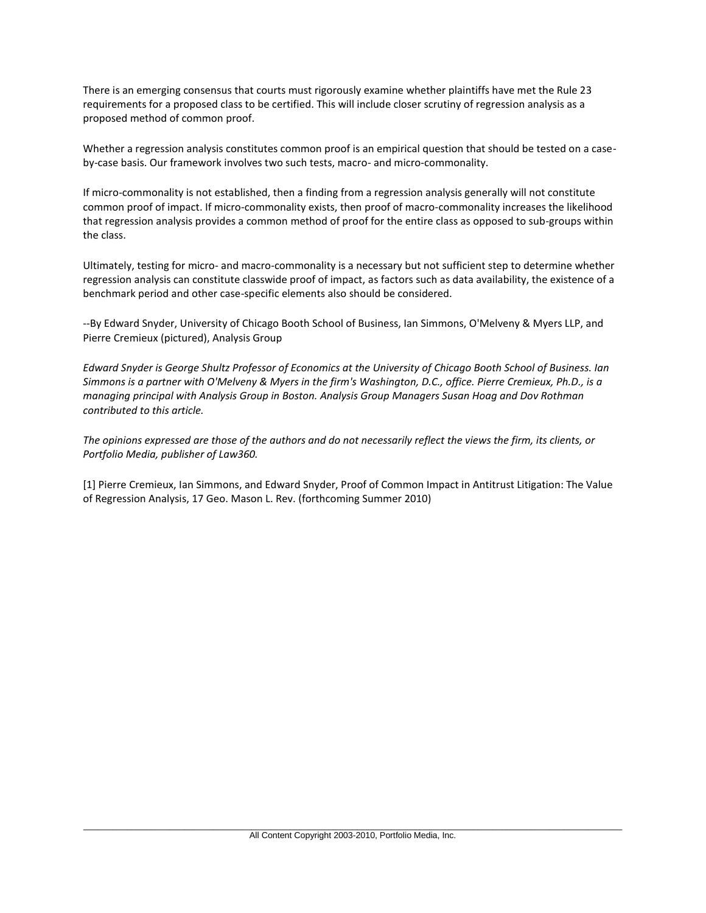There is an emerging consensus that courts must rigorously examine whether plaintiffs have met the Rule 23 requirements for a proposed class to be certified. This will include closer scrutiny of regression analysis as a proposed method of common proof.

Whether a regression analysis constitutes common proof is an empirical question that should be tested on a case-by-case basis. Our framework involves two such tests, macro- and micro-commonality.

If micro-commonality is not established, then a finding from a regression analysis generally will not constitute common proof of impact. If micro-commonality exists, then proof of macro-commonality increases the likelihood that regression analysis provides a common method of proof for the entire class as opposed to sub-groups within the class.

Ultimately, testing for micro- and macro-commonality is a necessary but not sufficient step to determine whether regression analysis can constitute classwide proof of impact, as factors such as data availability, the existence of a benchmark period and other case-specific elements also should be considered.

--By Edward Snyder, University of Chicago Booth School of Business, Ian Simmons, O'Melveny & Myers LLP, and Pierre Cremieux (pictured), Analysis Group

*Edward Snyder is George Shultz Professor of Economics at the University of Chicago Booth School of Business. Ian Simmons is a partner with O'Melveny & Myers in the firm's Washington, D.C., office. Pierre Cremieux, Ph.D., is a managing principal with Analysis Group in Boston. Analysis Group Managers Susan Hoag and Dov Rothman contributed to this article.*

*The opinions expressed are those of the authors and do not necessarily reflect the views the firm, its clients, or Portfolio Media, publisher of Law360.*

[1] Pierre Cremieux, Ian Simmons, and Edward Snyder, Proof of Common Impact in Antitrust Litigation: The Value of Regression Analysis, 17 Geo. Mason L. Rev. (forthcoming Summer 2010)